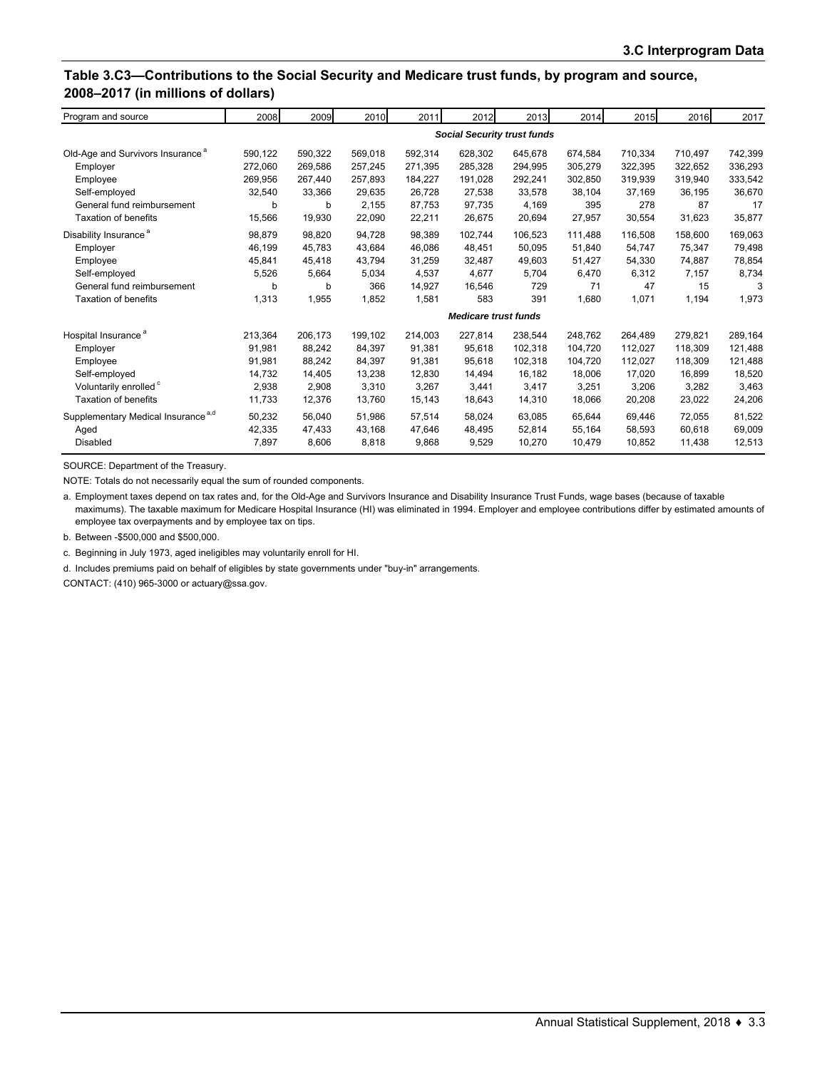## Table 3.C3—Contributions to the Social Security and Medicare trust funds, by program and source, 2008–2017 (in millions of dollars)

| Program and source | 2008 | 2009 | 2010 | 2011 | 2012 | 2013 | 2014 | 2015 | 2016 | 2017 |
|---|---|---|---|---|---|---|---|---|---|---|
| | | | | | ***Social Security trust funds*** | | | | | |
| Old-Age and Survivors Insurance [a] | 590,122 | 590,322 | 569,018 | 592,314 | 628,302 | 645,678 | 674,584 | 710,334 | 710,497 | 742,399 |
| Employer | 272,060 | 269,586 | 257,245 | 271,395 | 285,328 | 294,995 | 305,279 | 322,395 | 322,652 | 336,293 |
| Employee | 269,956 | 267,440 | 257,893 | 184,227 | 191,028 | 292,241 | 302,850 | 319,939 | 319,940 | 333,542 |
| Self-employed | 32,540 | 33,366 | 29,635 | 26,728 | 27,538 | 33,578 | 38,104 | 37,169 | 36,195 | 36,670 |
| General fund reimbursement | b | b | 2,155 | 87,753 | 97,735 | 4,169 | 395 | 278 | 87 | 17 |
| Taxation of benefits | 15,566 | 19,930 | 22,090 | 22,211 | 26,675 | 20,694 | 27,957 | 30,554 | 31,623 | 35,877 |
| Disability Insurance [a] | 98,879 | 98,820 | 94,728 | 98,389 | 102,744 | 106,523 | 111,488 | 116,508 | 158,600 | 169,063 |
| Employer | 46,199 | 45,783 | 43,684 | 46,086 | 48,451 | 50,095 | 51,840 | 54,747 | 75,347 | 79,498 |
| Employee | 45,841 | 45,418 | 43,794 | 31,259 | 32,487 | 49,603 | 51,427 | 54,330 | 74,887 | 78,854 |
| Self-employed | 5,526 | 5,664 | 5,034 | 4,537 | 4,677 | 5,704 | 6,470 | 6,312 | 7,157 | 8,734 |
| General fund reimbursement | b | b | 366 | 14,927 | 16,546 | 729 | 71 | 47 | 15 | 3 |
| Taxation of benefits | 1,313 | 1,955 | 1,852 | 1,581 | 583 | 391 | 1,680 | 1,071 | 1,194 | 1,973 |
| | | | | | ***Medicare trust funds*** | | | | | |
| Hospital Insurance [a] | 213,364 | 206,173 | 199,102 | 214,003 | 227,814 | 238,544 | 248,762 | 264,489 | 279,821 | 289,164 |
| Employer | 91,981 | 88,242 | 84,397 | 91,381 | 95,618 | 102,318 | 104,720 | 112,027 | 118,309 | 121,488 |
| Employee | 91,981 | 88,242 | 84,397 | 91,381 | 95,618 | 102,318 | 104,720 | 112,027 | 118,309 | 121,488 |
| Self-employed | 14,732 | 14,405 | 13,238 | 12,830 | 14,494 | 16,182 | 18,006 | 17,020 | 16,899 | 18,520 |
| Voluntarily enrolled [c] | 2,938 | 2,908 | 3,310 | 3,267 | 3,441 | 3,417 | 3,251 | 3,206 | 3,282 | 3,463 |
| Taxation of benefits | 11,733 | 12,376 | 13,760 | 15,143 | 18,643 | 14,310 | 18,066 | 20,208 | 23,022 | 24,206 |
| Supplementary Medical Insurance [a,d] | 50,232 | 56,040 | 51,986 | 57,514 | 58,024 | 63,085 | 65,644 | 69,446 | 72,055 | 81,522 |
| Aged | 42,335 | 47,433 | 43,168 | 47,646 | 48,495 | 52,814 | 55,164 | 58,593 | 60,618 | 69,009 |
| Disabled | 7,897 | 8,606 | 8,818 | 9,868 | 9,529 | 10,270 | 10,479 | 10,852 | 11,438 | 12,513 |

SOURCE: Department of the Treasury.

NOTE: Totals do not necessarily equal the sum of rounded components.

a. Employment taxes depend on tax rates and, for the Old-Age and Survivors Insurance and Disability Insurance Trust Funds, wage bases (because of taxable maximums). The taxable maximum for Medicare Hospital Insurance (HI) was eliminated in 1994. Employer and employee contributions differ by estimated amounts of employee tax overpayments and by employee tax on tips.

b. Between -$500,000 and $500,000.

c. Beginning in July 1973, aged ineligibles may voluntarily enroll for HI.

d. Includes premiums paid on behalf of eligibles by state governments under "buy-in" arrangements.

CONTACT: (410) 965-3000 or actuary@ssa.gov.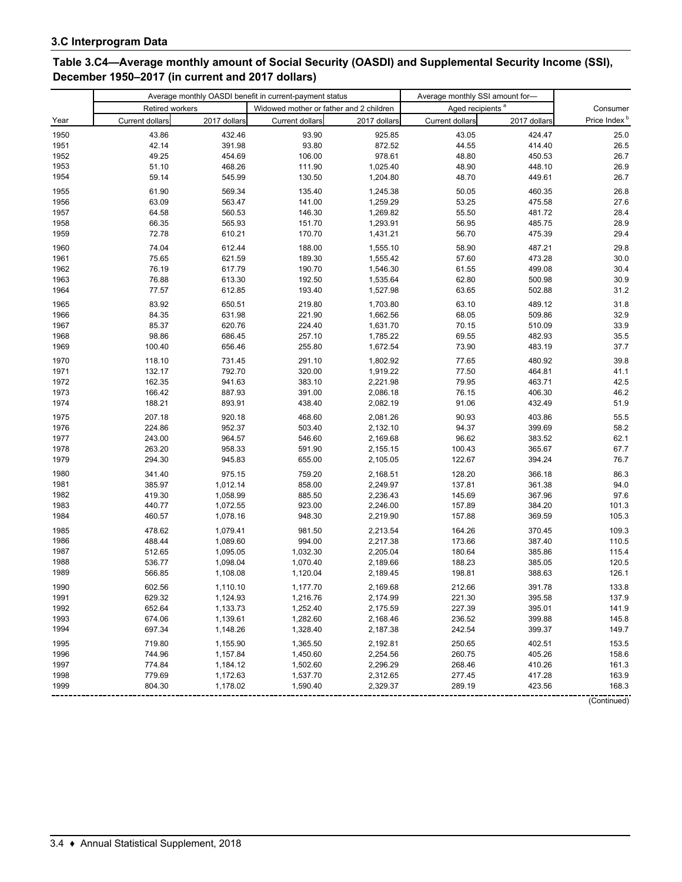## 3.C Interprogram Data

### Table 3.C4—Average monthly amount of Social Security (OASDI) and Supplemental Security Income (SSI), December 1950–2017 (in current and 2017 dollars)

| Year | Average monthly OASDI benefit in current-payment status | | | | Average monthly SSI amount for— | | Consumer Price Index [b] |
|---|---|---|---|---|---|---|---|
| | Retired workers | | Widowed mother or father and 2 children | | Aged recipients [a] | | |
| | Current dollars | 2017 dollars | Current dollars | 2017 dollars | Current dollars | 2017 dollars | |
| 1950 | 43.86 | 432.46 | 93.90 | 925.85 | 43.05 | 424.47 | 25.0 |
| 1951 | 42.14 | 391.98 | 93.80 | 872.52 | 44.55 | 414.40 | 26.5 |
| 1952 | 49.25 | 454.69 | 106.00 | 978.61 | 48.80 | 450.53 | 26.7 |
| 1953 | 51.10 | 468.26 | 111.90 | 1,025.40 | 48.90 | 448.10 | 26.9 |
| 1954 | 59.14 | 545.99 | 130.50 | 1,204.80 | 48.70 | 449.61 | 26.7 |
| 1955 | 61.90 | 569.34 | 135.40 | 1,245.38 | 50.05 | 460.35 | 26.8 |
| 1956 | 63.09 | 563.47 | 141.00 | 1,259.29 | 53.25 | 475.58 | 27.6 |
| 1957 | 64.58 | 560.53 | 146.30 | 1,269.82 | 55.50 | 481.72 | 28.4 |
| 1958 | 66.35 | 565.93 | 151.70 | 1,293.91 | 56.95 | 485.75 | 28.9 |
| 1959 | 72.78 | 610.21 | 170.70 | 1,431.21 | 56.70 | 475.39 | 29.4 |
| 1960 | 74.04 | 612.44 | 188.00 | 1,555.10 | 58.90 | 487.21 | 29.8 |
| 1961 | 75.65 | 621.59 | 189.30 | 1,555.42 | 57.60 | 473.28 | 30.0 |
| 1962 | 76.19 | 617.79 | 190.70 | 1,546.30 | 61.55 | 499.08 | 30.4 |
| 1963 | 76.88 | 613.30 | 192.50 | 1,535.64 | 62.80 | 500.98 | 30.9 |
| 1964 | 77.57 | 612.85 | 193.40 | 1,527.98 | 63.65 | 502.88 | 31.2 |
| 1965 | 83.92 | 650.51 | 219.80 | 1,703.80 | 63.10 | 489.12 | 31.8 |
| 1966 | 84.35 | 631.98 | 221.90 | 1,662.56 | 68.05 | 509.86 | 32.9 |
| 1967 | 85.37 | 620.76 | 224.40 | 1,631.70 | 70.15 | 510.09 | 33.9 |
| 1968 | 98.86 | 686.45 | 257.10 | 1,785.22 | 69.55 | 482.93 | 35.5 |
| 1969 | 100.40 | 656.46 | 255.80 | 1,672.54 | 73.90 | 483.19 | 37.7 |
| 1970 | 118.10 | 731.45 | 291.10 | 1,802.92 | 77.65 | 480.92 | 39.8 |
| 1971 | 132.17 | 792.70 | 320.00 | 1,919.22 | 77.50 | 464.81 | 41.1 |
| 1972 | 162.35 | 941.63 | 383.10 | 2,221.98 | 79.95 | 463.71 | 42.5 |
| 1973 | 166.42 | 887.93 | 391.00 | 2,086.18 | 76.15 | 406.30 | 46.2 |
| 1974 | 188.21 | 893.91 | 438.40 | 2,082.19 | 91.06 | 432.49 | 51.9 |
| 1975 | 207.18 | 920.18 | 468.60 | 2,081.26 | 90.93 | 403.86 | 55.5 |
| 1976 | 224.86 | 952.37 | 503.40 | 2,132.10 | 94.37 | 399.69 | 58.2 |
| 1977 | 243.00 | 964.57 | 546.60 | 2,169.68 | 96.62 | 383.52 | 62.1 |
| 1978 | 263.20 | 958.33 | 591.90 | 2,155.15 | 100.43 | 365.67 | 67.7 |
| 1979 | 294.30 | 945.83 | 655.00 | 2,105.05 | 122.67 | 394.24 | 76.7 |
| 1980 | 341.40 | 975.15 | 759.20 | 2,168.51 | 128.20 | 366.18 | 86.3 |
| 1981 | 385.97 | 1,012.14 | 858.00 | 2,249.97 | 137.81 | 361.38 | 94.0 |
| 1982 | 419.30 | 1,058.99 | 885.50 | 2,236.43 | 145.69 | 367.96 | 97.6 |
| 1983 | 440.77 | 1,072.55 | 923.00 | 2,246.00 | 157.89 | 384.20 | 101.3 |
| 1984 | 460.57 | 1,078.16 | 948.30 | 2,219.90 | 157.88 | 369.59 | 105.3 |
| 1985 | 478.62 | 1,079.41 | 981.50 | 2,213.54 | 164.26 | 370.45 | 109.3 |
| 1986 | 488.44 | 1,089.60 | 994.00 | 2,217.38 | 173.66 | 387.40 | 110.5 |
| 1987 | 512.65 | 1,095.05 | 1,032.30 | 2,205.04 | 180.64 | 385.86 | 115.4 |
| 1988 | 536.77 | 1,098.04 | 1,070.40 | 2,189.66 | 188.23 | 385.05 | 120.5 |
| 1989 | 566.85 | 1,108.08 | 1,120.04 | 2,189.45 | 198.81 | 388.63 | 126.1 |
| 1990 | 602.56 | 1,110.10 | 1,177.70 | 2,169.68 | 212.66 | 391.78 | 133.8 |
| 1991 | 629.32 | 1,124.93 | 1,216.76 | 2,174.99 | 221.30 | 395.58 | 137.9 |
| 1992 | 652.64 | 1,133.73 | 1,252.40 | 2,175.59 | 227.39 | 395.01 | 141.9 |
| 1993 | 674.06 | 1,139.61 | 1,282.60 | 2,168.46 | 236.52 | 399.88 | 145.8 |
| 1994 | 697.34 | 1,148.26 | 1,328.40 | 2,187.38 | 242.54 | 399.37 | 149.7 |
| 1995 | 719.80 | 1,155.90 | 1,365.50 | 2,192.81 | 250.65 | 402.51 | 153.5 |
| 1996 | 744.96 | 1,157.84 | 1,450.60 | 2,254.56 | 260.75 | 405.26 | 158.6 |
| 1997 | 774.84 | 1,184.12 | 1,502.60 | 2,296.29 | 268.46 | 410.26 | 161.3 |
| 1998 | 779.69 | 1,172.63 | 1,537.70 | 2,312.65 | 277.45 | 417.28 | 163.9 |
| 1999 | 804.30 | 1,178.02 | 1,590.40 | 2,329.37 | 289.19 | 423.56 | 168.3 |

(Continued)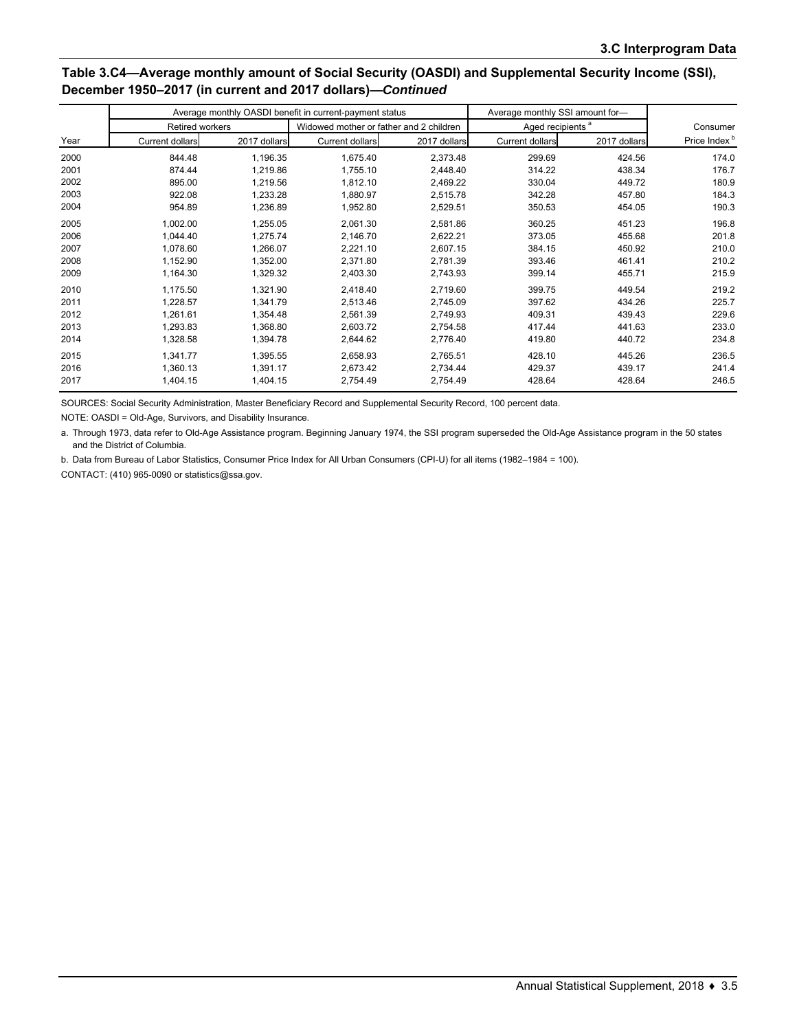## Table 3.C4—Average monthly amount of Social Security (OASDI) and Supplemental Security Income (SSI), December 1950–2017 (in current and 2017 dollars)—*Continued*

| Year | Average monthly OASDI benefit in current-payment status | | | | Average monthly SSI amount for— | | Consumer Price Index [b] |
|---|---|---|---|---|---|---|---|
| | Retired workers | | Widowed mother or father and 2 children | | Aged recipients [a] | | |
| | Current dollars | 2017 dollars | Current dollars | 2017 dollars | Current dollars | 2017 dollars | |
| 2000 | 844.48 | 1,196.35 | 1,675.40 | 2,373.48 | 299.69 | 424.56 | 174.0 |
| 2001 | 874.44 | 1,219.86 | 1,755.10 | 2,448.40 | 314.22 | 438.34 | 176.7 |
| 2002 | 895.00 | 1,219.56 | 1,812.10 | 2,469.22 | 330.04 | 449.72 | 180.9 |
| 2003 | 922.08 | 1,233.28 | 1,880.97 | 2,515.78 | 342.28 | 457.80 | 184.3 |
| 2004 | 954.89 | 1,236.89 | 1,952.80 | 2,529.51 | 350.53 | 454.05 | 190.3 |
| 2005 | 1,002.00 | 1,255.05 | 2,061.30 | 2,581.86 | 360.25 | 451.23 | 196.8 |
| 2006 | 1,044.40 | 1,275.74 | 2,146.70 | 2,622.21 | 373.05 | 455.68 | 201.8 |
| 2007 | 1,078.60 | 1,266.07 | 2,221.10 | 2,607.15 | 384.15 | 450.92 | 210.0 |
| 2008 | 1,152.90 | 1,352.00 | 2,371.80 | 2,781.39 | 393.46 | 461.41 | 210.2 |
| 2009 | 1,164.30 | 1,329.32 | 2,403.30 | 2,743.93 | 399.14 | 455.71 | 215.9 |
| 2010 | 1,175.50 | 1,321.90 | 2,418.40 | 2,719.60 | 399.75 | 449.54 | 219.2 |
| 2011 | 1,228.57 | 1,341.79 | 2,513.46 | 2,745.09 | 397.62 | 434.26 | 225.7 |
| 2012 | 1,261.61 | 1,354.48 | 2,561.39 | 2,749.93 | 409.31 | 439.43 | 229.6 |
| 2013 | 1,293.83 | 1,368.80 | 2,603.72 | 2,754.58 | 417.44 | 441.63 | 233.0 |
| 2014 | 1,328.58 | 1,394.78 | 2,644.62 | 2,776.40 | 419.80 | 440.72 | 234.8 |
| 2015 | 1,341.77 | 1,395.55 | 2,658.93 | 2,765.51 | 428.10 | 445.26 | 236.5 |
| 2016 | 1,360.13 | 1,391.17 | 2,673.42 | 2,734.44 | 429.37 | 439.17 | 241.4 |
| 2017 | 1,404.15 | 1,404.15 | 2,754.49 | 2,754.49 | 428.64 | 428.64 | 246.5 |

SOURCES: Social Security Administration, Master Beneficiary Record and Supplemental Security Record, 100 percent data.

NOTE: OASDI = Old-Age, Survivors, and Disability Insurance.

a. Through 1973, data refer to Old-Age Assistance program. Beginning January 1974, the SSI program superseded the Old-Age Assistance program in the 50 states and the District of Columbia.

b. Data from Bureau of Labor Statistics, Consumer Price Index for All Urban Consumers (CPI-U) for all items (1982–1984 = 100).

CONTACT: (410) 965-0090 or statistics@ssa.gov.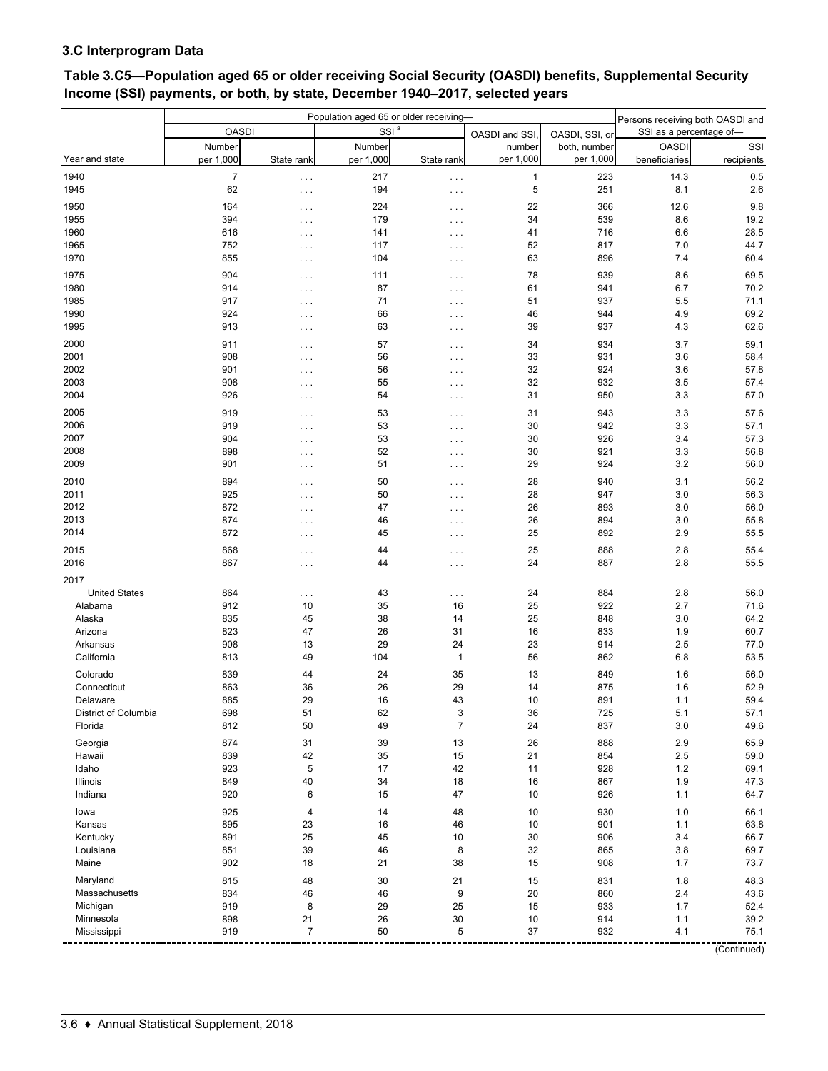### 3.C Interprogram Data

**Table 3.C5—Population aged 65 or older receiving Social Security (OASDI) benefits, Supplemental Security Income (SSI) payments, or both, by state, December 1940–2017, selected years**

| Year and state | Population aged 65 or older receiving— | | | | | | Persons receiving both OASDI and SSI as a percentage of— | |
|---|---|---|---|---|---|---|---|---|
| | OASDI | | SSI [a] | | OASDI and SSI, number per 1,000 | OASDI, SSI, or both, number per 1,000 | OASDI beneficiaries | SSI recipients |
| | Number per 1,000 | State rank | Number per 1,000 | State rank | | | | |
| 1940 | 7 | . . . | 217 | . . . | 1 | 223 | 14.3 | 0.5 |
| 1945 | 62 | . . . | 194 | . . . | 5 | 251 | 8.1 | 2.6 |
| 1950 | 164 | . . . | 224 | . . . | 22 | 366 | 12.6 | 9.8 |
| 1955 | 394 | . . . | 179 | . . . | 34 | 539 | 8.6 | 19.2 |
| 1960 | 616 | . . . | 141 | . . . | 41 | 716 | 6.6 | 28.5 |
| 1965 | 752 | . . . | 117 | . . . | 52 | 817 | 7.0 | 44.7 |
| 1970 | 855 | . . . | 104 | . . . | 63 | 896 | 7.4 | 60.4 |
| 1975 | 904 | . . . | 111 | . . . | 78 | 939 | 8.6 | 69.5 |
| 1980 | 914 | . . . | 87 | . . . | 61 | 941 | 6.7 | 70.2 |
| 1985 | 917 | . . . | 71 | . . . | 51 | 937 | 5.5 | 71.1 |
| 1990 | 924 | . . . | 66 | . . . | 46 | 944 | 4.9 | 69.2 |
| 1995 | 913 | . . . | 63 | . . . | 39 | 937 | 4.3 | 62.6 |
| 2000 | 911 | . . . | 57 | . . . | 34 | 934 | 3.7 | 59.1 |
| 2001 | 908 | . . . | 56 | . . . | 33 | 931 | 3.6 | 58.4 |
| 2002 | 901 | . . . | 56 | . . . | 32 | 924 | 3.6 | 57.8 |
| 2003 | 908 | . . . | 55 | . . . | 32 | 932 | 3.5 | 57.4 |
| 2004 | 926 | . . . | 54 | . . . | 31 | 950 | 3.3 | 57.0 |
| 2005 | 919 | . . . | 53 | . . . | 31 | 943 | 3.3 | 57.6 |
| 2006 | 919 | . . . | 53 | . . . | 30 | 942 | 3.3 | 57.1 |
| 2007 | 904 | . . . | 53 | . . . | 30 | 926 | 3.4 | 57.3 |
| 2008 | 898 | . . . | 52 | . . . | 30 | 921 | 3.3 | 56.8 |
| 2009 | 901 | . . . | 51 | . . . | 29 | 924 | 3.2 | 56.0 |
| 2010 | 894 | . . . | 50 | . . . | 28 | 940 | 3.1 | 56.2 |
| 2011 | 925 | . . . | 50 | . . . | 28 | 947 | 3.0 | 56.3 |
| 2012 | 872 | . . . | 47 | . . . | 26 | 893 | 3.0 | 56.0 |
| 2013 | 874 | . . . | 46 | . . . | 26 | 894 | 3.0 | 55.8 |
| 2014 | 872 | . . . | 45 | . . . | 25 | 892 | 2.9 | 55.5 |
| 2015 | 868 | . . . | 44 | . . . | 25 | 888 | 2.8 | 55.4 |
| 2016 | 867 | . . . | 44 | . . . | 24 | 887 | 2.8 | 55.5 |
| 2017 | | | | | | | | |
| United States | 864 | . . . | 43 | . . . | 24 | 884 | 2.8 | 56.0 |
| Alabama | 912 | 10 | 35 | 16 | 25 | 922 | 2.7 | 71.6 |
| Alaska | 835 | 45 | 38 | 14 | 25 | 848 | 3.0 | 64.2 |
| Arizona | 823 | 47 | 26 | 31 | 16 | 833 | 1.9 | 60.7 |
| Arkansas | 908 | 13 | 29 | 24 | 23 | 914 | 2.5 | 77.0 |
| California | 813 | 49 | 104 | 1 | 56 | 862 | 6.8 | 53.5 |
| Colorado | 839 | 44 | 24 | 35 | 13 | 849 | 1.6 | 56.0 |
| Connecticut | 863 | 36 | 26 | 29 | 14 | 875 | 1.6 | 52.9 |
| Delaware | 885 | 29 | 16 | 43 | 10 | 891 | 1.1 | 59.4 |
| District of Columbia | 698 | 51 | 62 | 3 | 36 | 725 | 5.1 | 57.1 |
| Florida | 812 | 50 | 49 | 7 | 24 | 837 | 3.0 | 49.6 |
| Georgia | 874 | 31 | 39 | 13 | 26 | 888 | 2.9 | 65.9 |
| Hawaii | 839 | 42 | 35 | 15 | 21 | 854 | 2.5 | 59.0 |
| Idaho | 923 | 5 | 17 | 42 | 11 | 928 | 1.2 | 69.1 |
| Illinois | 849 | 40 | 34 | 18 | 16 | 867 | 1.9 | 47.3 |
| Indiana | 920 | 6 | 15 | 47 | 10 | 926 | 1.1 | 64.7 |
| Iowa | 925 | 4 | 14 | 48 | 10 | 930 | 1.0 | 66.1 |
| Kansas | 895 | 23 | 16 | 46 | 10 | 901 | 1.1 | 63.8 |
| Kentucky | 891 | 25 | 45 | 10 | 30 | 906 | 3.4 | 66.7 |
| Louisiana | 851 | 39 | 46 | 8 | 32 | 865 | 3.8 | 69.7 |
| Maine | 902 | 18 | 21 | 38 | 15 | 908 | 1.7 | 73.7 |
| Maryland | 815 | 48 | 30 | 21 | 15 | 831 | 1.8 | 48.3 |
| Massachusetts | 834 | 46 | 46 | 9 | 20 | 860 | 2.4 | 43.6 |
| Michigan | 919 | 8 | 29 | 25 | 15 | 933 | 1.7 | 52.4 |
| Minnesota | 898 | 21 | 26 | 30 | 10 | 914 | 1.1 | 39.2 |
| Mississippi | 919 | 7 | 50 | 5 | 37 | 932 | 4.1 | 75.1 |

(Continued)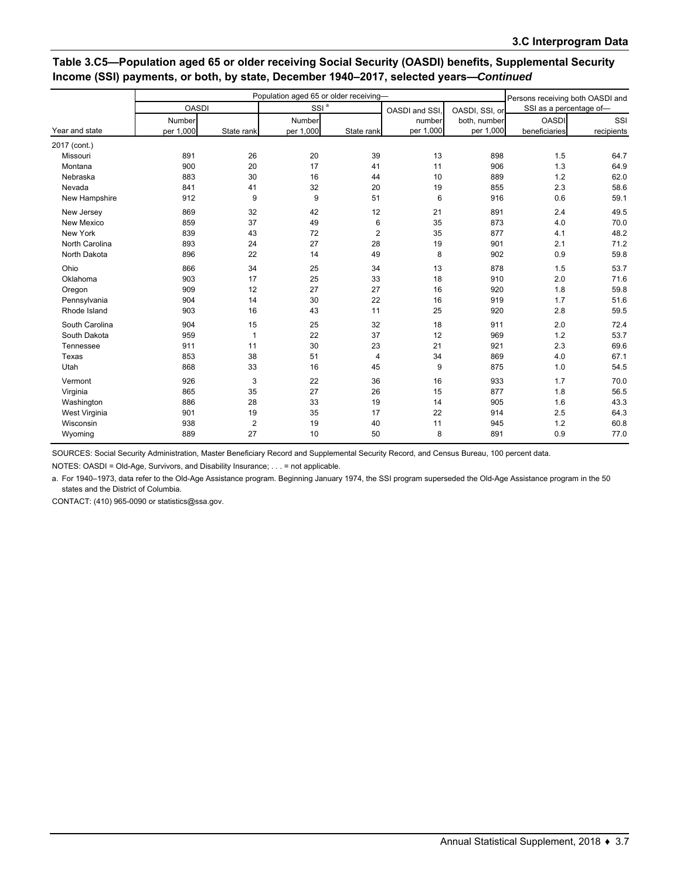## Table 3.C5—Population aged 65 or older receiving Social Security (OASDI) benefits, Supplemental Security Income (SSI) payments, or both, by state, December 1940–2017, selected years—*Continued*

| Year and state | Population aged 65 or older receiving— | | | | | | Persons receiving both OASDI and SSI as a percentage of— | |
|---|---|---|---|---|---|---|---|---|
| | OASDI | | SSI [a] | | OASDI and SSI, number per 1,000 | OASDI, SSI, or both, number per 1,000 | OASDI beneficiaries | SSI recipients |
| | Number per 1,000 | State rank | Number per 1,000 | State rank | | | | |
| 2017 (cont.) | | | | | | | | |
| Missouri | 891 | 26 | 20 | 39 | 13 | 898 | 1.5 | 64.7 |
| Montana | 900 | 20 | 17 | 41 | 11 | 906 | 1.3 | 64.9 |
| Nebraska | 883 | 30 | 16 | 44 | 10 | 889 | 1.2 | 62.0 |
| Nevada | 841 | 41 | 32 | 20 | 19 | 855 | 2.3 | 58.6 |
| New Hampshire | 912 | 9 | 9 | 51 | 6 | 916 | 0.6 | 59.1 |
| New Jersey | 869 | 32 | 42 | 12 | 21 | 891 | 2.4 | 49.5 |
| New Mexico | 859 | 37 | 49 | 6 | 35 | 873 | 4.0 | 70.0 |
| New York | 839 | 43 | 72 | 2 | 35 | 877 | 4.1 | 48.2 |
| North Carolina | 893 | 24 | 27 | 28 | 19 | 901 | 2.1 | 71.2 |
| North Dakota | 896 | 22 | 14 | 49 | 8 | 902 | 0.9 | 59.8 |
| Ohio | 866 | 34 | 25 | 34 | 13 | 878 | 1.5 | 53.7 |
| Oklahoma | 903 | 17 | 25 | 33 | 18 | 910 | 2.0 | 71.6 |
| Oregon | 909 | 12 | 27 | 27 | 16 | 920 | 1.8 | 59.8 |
| Pennsylvania | 904 | 14 | 30 | 22 | 16 | 919 | 1.7 | 51.6 |
| Rhode Island | 903 | 16 | 43 | 11 | 25 | 920 | 2.8 | 59.5 |
| South Carolina | 904 | 15 | 25 | 32 | 18 | 911 | 2.0 | 72.4 |
| South Dakota | 959 | 1 | 22 | 37 | 12 | 969 | 1.2 | 53.7 |
| Tennessee | 911 | 11 | 30 | 23 | 21 | 921 | 2.3 | 69.6 |
| Texas | 853 | 38 | 51 | 4 | 34 | 869 | 4.0 | 67.1 |
| Utah | 868 | 33 | 16 | 45 | 9 | 875 | 1.0 | 54.5 |
| Vermont | 926 | 3 | 22 | 36 | 16 | 933 | 1.7 | 70.0 |
| Virginia | 865 | 35 | 27 | 26 | 15 | 877 | 1.8 | 56.5 |
| Washington | 886 | 28 | 33 | 19 | 14 | 905 | 1.6 | 43.3 |
| West Virginia | 901 | 19 | 35 | 17 | 22 | 914 | 2.5 | 64.3 |
| Wisconsin | 938 | 2 | 19 | 40 | 11 | 945 | 1.2 | 60.8 |
| Wyoming | 889 | 27 | 10 | 50 | 8 | 891 | 0.9 | 77.0 |

SOURCES: Social Security Administration, Master Beneficiary Record and Supplemental Security Record, and Census Bureau, 100 percent data.

NOTES: OASDI = Old-Age, Survivors, and Disability Insurance; . . . = not applicable.

a. For 1940–1973, data refer to the Old-Age Assistance program. Beginning January 1974, the SSI program superseded the Old-Age Assistance program in the 50 states and the District of Columbia.

CONTACT: (410) 965-0090 or statistics@ssa.gov.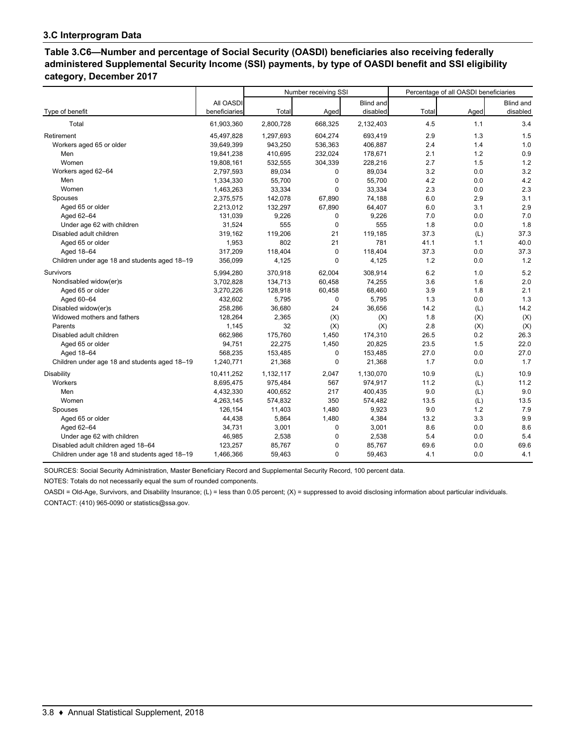## 3.C Interprogram Data

### Table 3.C6—Number and percentage of Social Security (OASDI) beneficiaries also receiving federally administered Supplemental Security Income (SSI) payments, by type of OASDI benefit and SSI eligibility category, December 2017

| Type of benefit | All OASDI beneficiaries | Number receiving SSI | | | Percentage of all OASDI beneficiaries | | |
|---|---|---|---|---|---|---|---|
| | | Total | Aged | Blind and disabled | Total | Aged | Blind and disabled |
| Total | 61,903,360 | 2,800,728 | 668,325 | 2,132,403 | 4.5 | 1.1 | 3.4 |
| Retirement | 45,497,828 | 1,297,693 | 604,274 | 693,419 | 2.9 | 1.3 | 1.5 |
| Workers aged 65 or older | 39,649,399 | 943,250 | 536,363 | 406,887 | 2.4 | 1.4 | 1.0 |
| Men | 19,841,238 | 410,695 | 232,024 | 178,671 | 2.1 | 1.2 | 0.9 |
| Women | 19,808,161 | 532,555 | 304,339 | 228,216 | 2.7 | 1.5 | 1.2 |
| Workers aged 62–64 | 2,797,593 | 89,034 | 0 | 89,034 | 3.2 | 0.0 | 3.2 |
| Men | 1,334,330 | 55,700 | 0 | 55,700 | 4.2 | 0.0 | 4.2 |
| Women | 1,463,263 | 33,334 | 0 | 33,334 | 2.3 | 0.0 | 2.3 |
| Spouses | 2,375,575 | 142,078 | 67,890 | 74,188 | 6.0 | 2.9 | 3.1 |
| Aged 65 or older | 2,213,012 | 132,297 | 67,890 | 64,407 | 6.0 | 3.1 | 2.9 |
| Aged 62–64 | 131,039 | 9,226 | 0 | 9,226 | 7.0 | 0.0 | 7.0 |
| Under age 62 with children | 31,524 | 555 | 0 | 555 | 1.8 | 0.0 | 1.8 |
| Disabled adult children | 319,162 | 119,206 | 21 | 119,185 | 37.3 | (L) | 37.3 |
| Aged 65 or older | 1,953 | 802 | 21 | 781 | 41.1 | 1.1 | 40.0 |
| Aged 18–64 | 317,209 | 118,404 | 0 | 118,404 | 37.3 | 0.0 | 37.3 |
| Children under age 18 and students aged 18–19 | 356,099 | 4,125 | 0 | 4,125 | 1.2 | 0.0 | 1.2 |
| Survivors | 5,994,280 | 370,918 | 62,004 | 308,914 | 6.2 | 1.0 | 5.2 |
| Nondisabled widow(er)s | 3,702,828 | 134,713 | 60,458 | 74,255 | 3.6 | 1.6 | 2.0 |
| Aged 65 or older | 3,270,226 | 128,918 | 60,458 | 68,460 | 3.9 | 1.8 | 2.1 |
| Aged 60–64 | 432,602 | 5,795 | 0 | 5,795 | 1.3 | 0.0 | 1.3 |
| Disabled widow(er)s | 258,286 | 36,680 | 24 | 36,656 | 14.2 | (L) | 14.2 |
| Widowed mothers and fathers | 128,264 | 2,365 | (X) | (X) | 1.8 | (X) | (X) |
| Parents | 1,145 | 32 | (X) | (X) | 2.8 | (X) | (X) |
| Disabled adult children | 662,986 | 175,760 | 1,450 | 174,310 | 26.5 | 0.2 | 26.3 |
| Aged 65 or older | 94,751 | 22,275 | 1,450 | 20,825 | 23.5 | 1.5 | 22.0 |
| Aged 18–64 | 568,235 | 153,485 | 0 | 153,485 | 27.0 | 0.0 | 27.0 |
| Children under age 18 and students aged 18–19 | 1,240,771 | 21,368 | 0 | 21,368 | 1.7 | 0.0 | 1.7 |
| Disability | 10,411,252 | 1,132,117 | 2,047 | 1,130,070 | 10.9 | (L) | 10.9 |
| Workers | 8,695,475 | 975,484 | 567 | 974,917 | 11.2 | (L) | 11.2 |
| Men | 4,432,330 | 400,652 | 217 | 400,435 | 9.0 | (L) | 9.0 |
| Women | 4,263,145 | 574,832 | 350 | 574,482 | 13.5 | (L) | 13.5 |
| Spouses | 126,154 | 11,403 | 1,480 | 9,923 | 9.0 | 1.2 | 7.9 |
| Aged 65 or older | 44,438 | 5,864 | 1,480 | 4,384 | 13.2 | 3.3 | 9.9 |
| Aged 62–64 | 34,731 | 3,001 | 0 | 3,001 | 8.6 | 0.0 | 8.6 |
| Under age 62 with children | 46,985 | 2,538 | 0 | 2,538 | 5.4 | 0.0 | 5.4 |
| Disabled adult children aged 18–64 | 123,257 | 85,767 | 0 | 85,767 | 69.6 | 0.0 | 69.6 |
| Children under age 18 and students aged 18–19 | 1,466,366 | 59,463 | 0 | 59,463 | 4.1 | 0.0 | 4.1 |

SOURCES: Social Security Administration, Master Beneficiary Record and Supplemental Security Record, 100 percent data.

NOTES: Totals do not necessarily equal the sum of rounded components.

OASDI = Old-Age, Survivors, and Disability Insurance; (L) = less than 0.05 percent; (X) = suppressed to avoid disclosing information about particular individuals.

CONTACT: (410) 965-0090 or statistics@ssa.gov.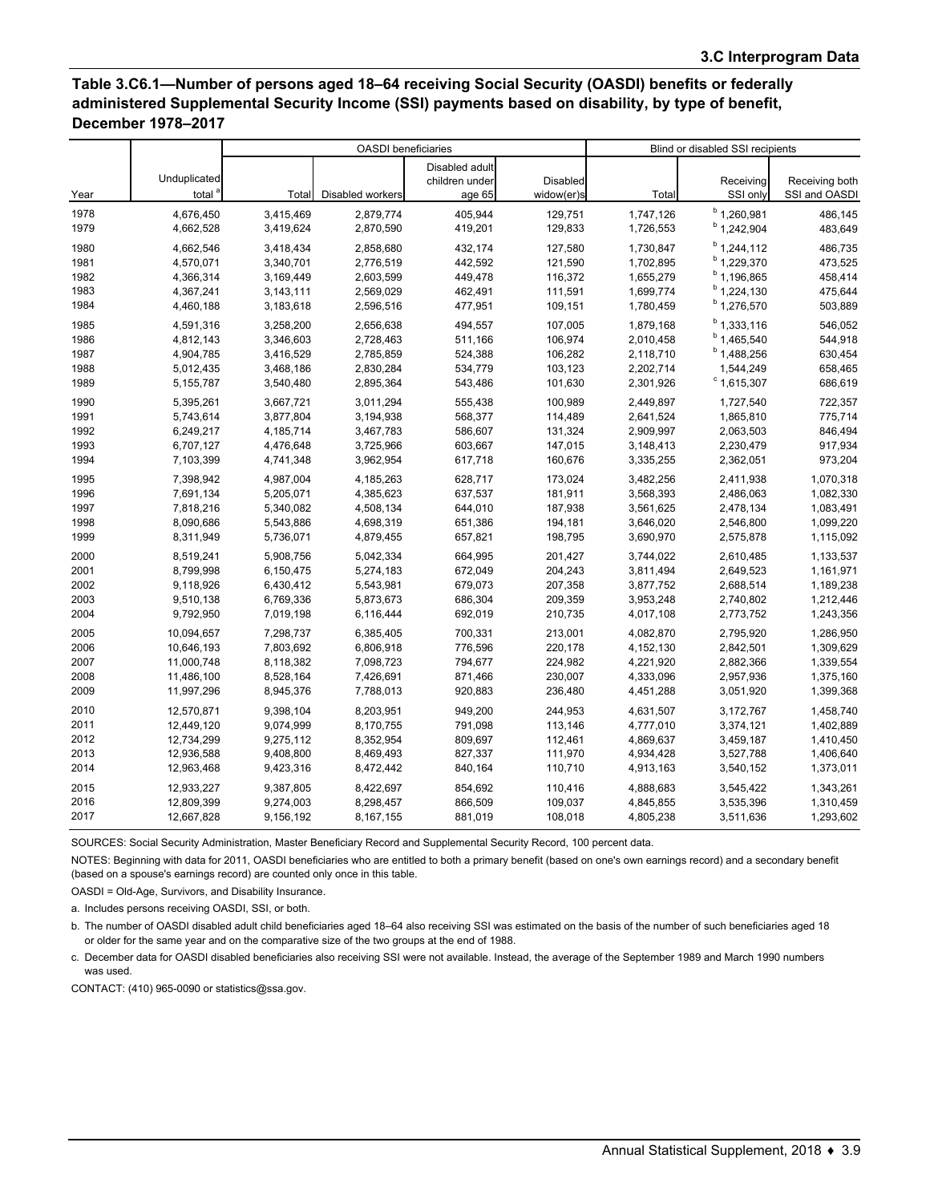### Table 3.C6.1—Number of persons aged 18–64 receiving Social Security (OASDI) benefits or federally administered Supplemental Security Income (SSI) payments based on disability, by type of benefit, December 1978–2017

| Year | Unduplicated total [a] | OASDI beneficiaries | | | | Blind or disabled SSI recipients | | |
|---|---|---|---|---|---|---|---|---|
| | | Total | Disabled workers | Disabled adult children under age 65 | Disabled widow(er)s | Total | Receiving SSI only | Receiving both SSI and OASDI |
| 1978 | 4,676,450 | 3,415,469 | 2,879,774 | 405,944 | 129,751 | 1,747,126 | [b] 1,260,981 | 486,145 |
| 1979 | 4,662,528 | 3,419,624 | 2,870,590 | 419,201 | 129,833 | 1,726,553 | [b] 1,242,904 | 483,649 |
| 1980 | 4,662,546 | 3,418,434 | 2,858,680 | 432,174 | 127,580 | 1,730,847 | [b] 1,244,112 | 486,735 |
| 1981 | 4,570,071 | 3,340,701 | 2,776,519 | 442,592 | 121,590 | 1,702,895 | [b] 1,229,370 | 473,525 |
| 1982 | 4,366,314 | 3,169,449 | 2,603,599 | 449,478 | 116,372 | 1,655,279 | [b] 1,196,865 | 458,414 |
| 1983 | 4,367,241 | 3,143,111 | 2,569,029 | 462,491 | 111,591 | 1,699,774 | [b] 1,224,130 | 475,644 |
| 1984 | 4,460,188 | 3,183,618 | 2,596,516 | 477,951 | 109,151 | 1,780,459 | [b] 1,276,570 | 503,889 |
| 1985 | 4,591,316 | 3,258,200 | 2,656,638 | 494,557 | 107,005 | 1,879,168 | [b] 1,333,116 | 546,052 |
| 1986 | 4,812,143 | 3,346,603 | 2,728,463 | 511,166 | 106,974 | 2,010,458 | [b] 1,465,540 | 544,918 |
| 1987 | 4,904,785 | 3,416,529 | 2,785,859 | 524,388 | 106,282 | 2,118,710 | [b] 1,488,256 | 630,454 |
| 1988 | 5,012,435 | 3,468,186 | 2,830,284 | 534,779 | 103,123 | 2,202,714 | 1,544,249 | 658,465 |
| 1989 | 5,155,787 | 3,540,480 | 2,895,364 | 543,486 | 101,630 | 2,301,926 | [c] 1,615,307 | 686,619 |
| 1990 | 5,395,261 | 3,667,721 | 3,011,294 | 555,438 | 100,989 | 2,449,897 | 1,727,540 | 722,357 |
| 1991 | 5,743,614 | 3,877,804 | 3,194,938 | 568,377 | 114,489 | 2,641,524 | 1,865,810 | 775,714 |
| 1992 | 6,249,217 | 4,185,714 | 3,467,783 | 586,607 | 131,324 | 2,909,997 | 2,063,503 | 846,494 |
| 1993 | 6,707,127 | 4,476,648 | 3,725,966 | 603,667 | 147,015 | 3,148,413 | 2,230,479 | 917,934 |
| 1994 | 7,103,399 | 4,741,348 | 3,962,954 | 617,718 | 160,676 | 3,335,255 | 2,362,051 | 973,204 |
| 1995 | 7,398,942 | 4,987,004 | 4,185,263 | 628,717 | 173,024 | 3,482,256 | 2,411,938 | 1,070,318 |
| 1996 | 7,691,134 | 5,205,071 | 4,385,623 | 637,537 | 181,911 | 3,568,393 | 2,486,063 | 1,082,330 |
| 1997 | 7,818,216 | 5,340,082 | 4,508,134 | 644,010 | 187,938 | 3,561,625 | 2,478,134 | 1,083,491 |
| 1998 | 8,090,686 | 5,543,886 | 4,698,319 | 651,386 | 194,181 | 3,646,020 | 2,546,800 | 1,099,220 |
| 1999 | 8,311,949 | 5,736,071 | 4,879,455 | 657,821 | 198,795 | 3,690,970 | 2,575,878 | 1,115,092 |
| 2000 | 8,519,241 | 5,908,756 | 5,042,334 | 664,995 | 201,427 | 3,744,022 | 2,610,485 | 1,133,537 |
| 2001 | 8,799,998 | 6,150,475 | 5,274,183 | 672,049 | 204,243 | 3,811,494 | 2,649,523 | 1,161,971 |
| 2002 | 9,118,926 | 6,430,412 | 5,543,981 | 679,073 | 207,358 | 3,877,752 | 2,688,514 | 1,189,238 |
| 2003 | 9,510,138 | 6,769,336 | 5,873,673 | 686,304 | 209,359 | 3,953,248 | 2,740,802 | 1,212,446 |
| 2004 | 9,792,950 | 7,019,198 | 6,116,444 | 692,019 | 210,735 | 4,017,108 | 2,773,752 | 1,243,356 |
| 2005 | 10,094,657 | 7,298,737 | 6,385,405 | 700,331 | 213,001 | 4,082,870 | 2,795,920 | 1,286,950 |
| 2006 | 10,646,193 | 7,803,692 | 6,806,918 | 776,596 | 220,178 | 4,152,130 | 2,842,501 | 1,309,629 |
| 2007 | 11,000,748 | 8,118,382 | 7,098,723 | 794,677 | 224,982 | 4,221,920 | 2,882,366 | 1,339,554 |
| 2008 | 11,486,100 | 8,528,164 | 7,426,691 | 871,466 | 230,007 | 4,333,096 | 2,957,936 | 1,375,160 |
| 2009 | 11,997,296 | 8,945,376 | 7,788,013 | 920,883 | 236,480 | 4,451,288 | 3,051,920 | 1,399,368 |
| 2010 | 12,570,871 | 9,398,104 | 8,203,951 | 949,200 | 244,953 | 4,631,507 | 3,172,767 | 1,458,740 |
| 2011 | 12,449,120 | 9,074,999 | 8,170,755 | 791,098 | 113,146 | 4,777,010 | 3,374,121 | 1,402,889 |
| 2012 | 12,734,299 | 9,275,112 | 8,352,954 | 809,697 | 112,461 | 4,869,637 | 3,459,187 | 1,410,450 |
| 2013 | 12,936,588 | 9,408,800 | 8,469,493 | 827,337 | 111,970 | 4,934,428 | 3,527,788 | 1,406,640 |
| 2014 | 12,963,468 | 9,423,316 | 8,472,442 | 840,164 | 110,710 | 4,913,163 | 3,540,152 | 1,373,011 |
| 2015 | 12,933,227 | 9,387,805 | 8,422,697 | 854,692 | 110,416 | 4,888,683 | 3,545,422 | 1,343,261 |
| 2016 | 12,809,399 | 9,274,003 | 8,298,457 | 866,509 | 109,037 | 4,845,855 | 3,535,396 | 1,310,459 |
| 2017 | 12,667,828 | 9,156,192 | 8,167,155 | 881,019 | 108,018 | 4,805,238 | 3,511,636 | 1,293,602 |

SOURCES: Social Security Administration, Master Beneficiary Record and Supplemental Security Record, 100 percent data.

NOTES: Beginning with data for 2011, OASDI beneficiaries who are entitled to both a primary benefit (based on one's own earnings record) and a secondary benefit (based on a spouse's earnings record) are counted only once in this table.

OASDI = Old-Age, Survivors, and Disability Insurance.

a. Includes persons receiving OASDI, SSI, or both.

b. The number of OASDI disabled adult child beneficiaries aged 18–64 also receiving SSI was estimated on the basis of the number of such beneficiaries aged 18 or older for the same year and on the comparative size of the two groups at the end of 1988.

c. December data for OASDI disabled beneficiaries also receiving SSI were not available. Instead, the average of the September 1989 and March 1990 numbers was used.

CONTACT: (410) 965-0090 or statistics@ssa.gov.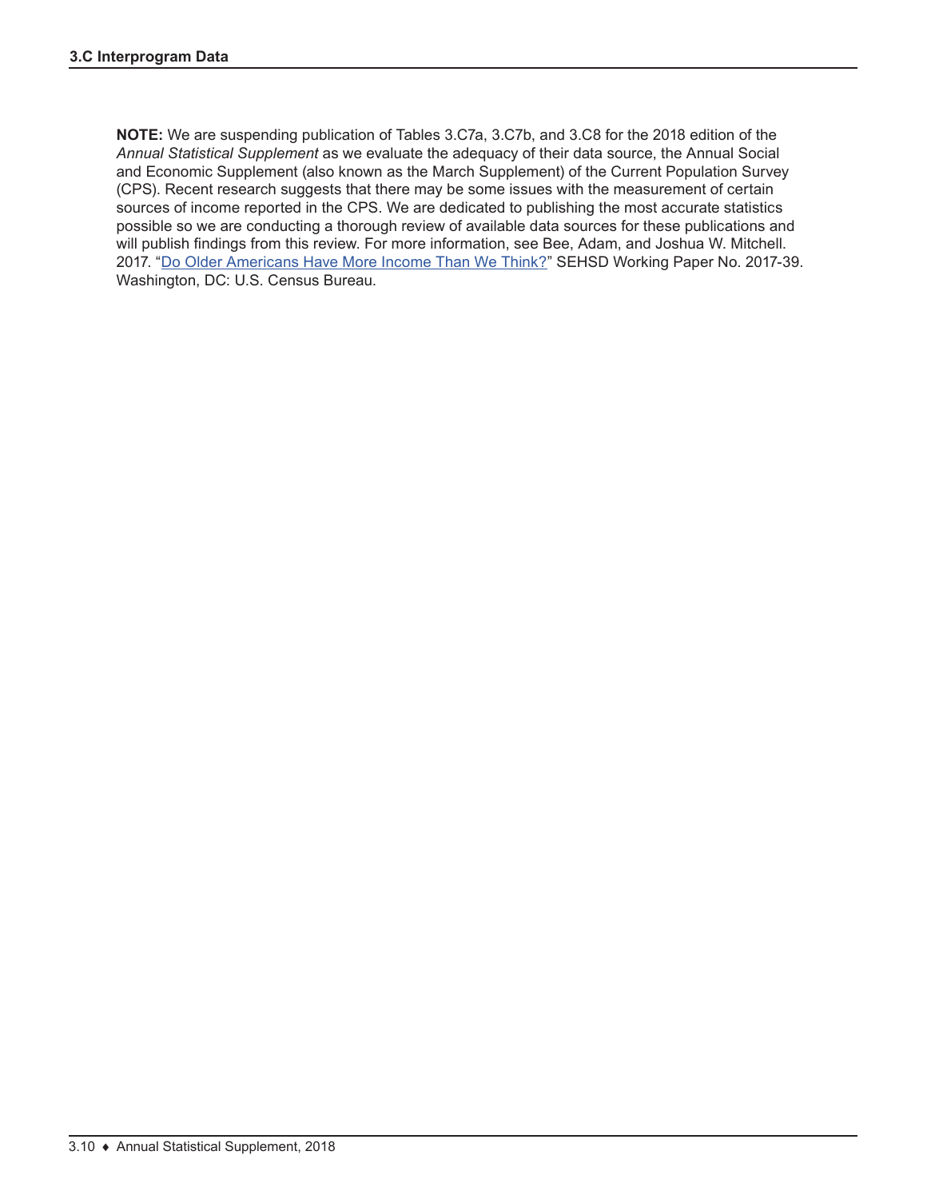**NOTE:** We are suspending publication of Tables 3.C7a, 3.C7b, and 3.C8 for the 2018 edition of the *Annual Statistical Supplement* as we evaluate the adequacy of their data source, the Annual Social and Economic Supplement (also known as the March Supplement) of the Current Population Survey (CPS). Recent research suggests that there may be some issues with the measurement of certain sources of income reported in the CPS. We are dedicated to publishing the most accurate statistics possible so we are conducting a thorough review of available data sources for these publications and will publish findings from this review. For more information, see Bee, Adam, and Joshua W. Mitchell. 2017. "Do Older Americans Have More Income Than We Think?" SEHSD Working Paper No. 2017-39. Washington, DC: U.S. Census Bureau.